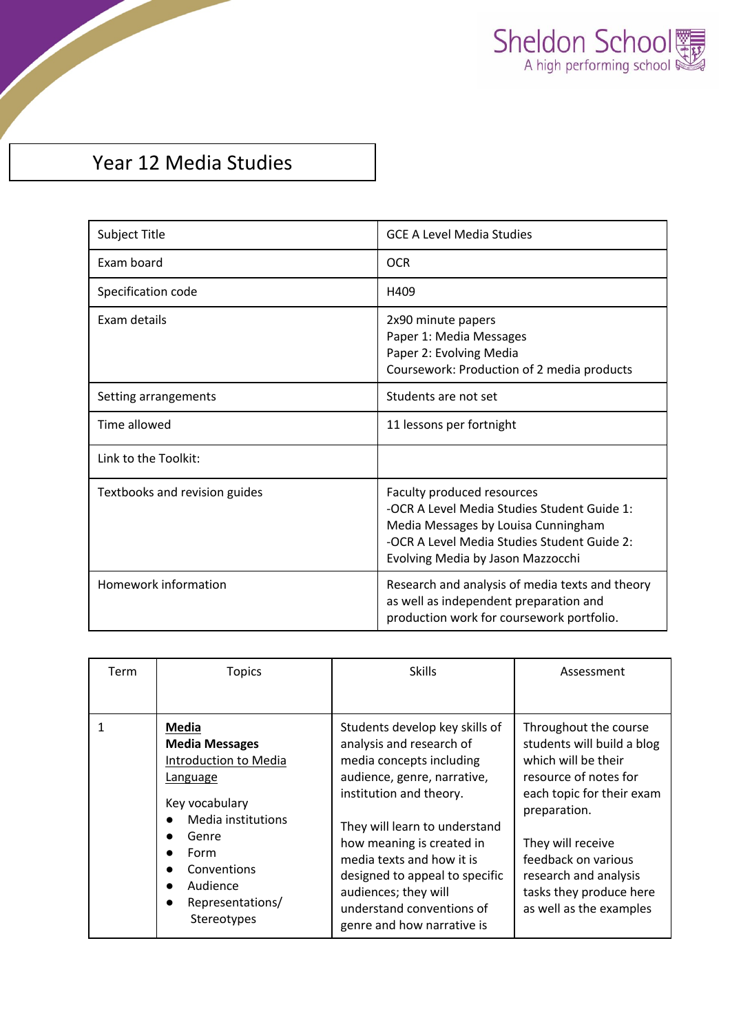Sheldon School
A high performing school

# Year 12 Media Studies

| Subject Title | GCE A Level Media Studies |
|---|---|
| Exam board | OCR |
| Specification code | H409 |
| Exam details | 2x90 minute papers<br>Paper 1: Media Messages<br>Paper 2: Evolving Media<br>Coursework: Production of 2 media products |
| Setting arrangements | Students are not set |
| Time allowed | 11 lessons per fortnight |
| Link to the Toolkit: | |
| Textbooks and revision guides | Faculty produced resources<br>-OCR A Level Media Studies Student Guide 1: Media Messages by Louisa Cunningham<br>-OCR A Level Media Studies Student Guide 2: Evolving Media by Jason Mazzocchi |
| Homework information | Research and analysis of media texts and theory as well as independent preparation and production work for coursework portfolio. |

| Term | Topics | Skills | Assessment |
|---|---|---|---|
| 1 | **Media**<br>**Media Messages**<br>Introduction to Media Language<br><br>Key vocabulary<br>● Media institutions<br>● Genre<br>● Form<br>● Conventions<br>● Audience<br>● Representations/ Stereotypes | Students develop key skills of analysis and research of media concepts including audience, genre, narrative, institution and theory.<br><br>They will learn to understand how meaning is created in media texts and how it is designed to appeal to specific audiences; they will understand conventions of genre and how narrative is | Throughout the course students will build a blog which will be their resource of notes for each topic for their exam preparation.<br><br>They will receive feedback on various research and analysis tasks they produce here as well as the examples |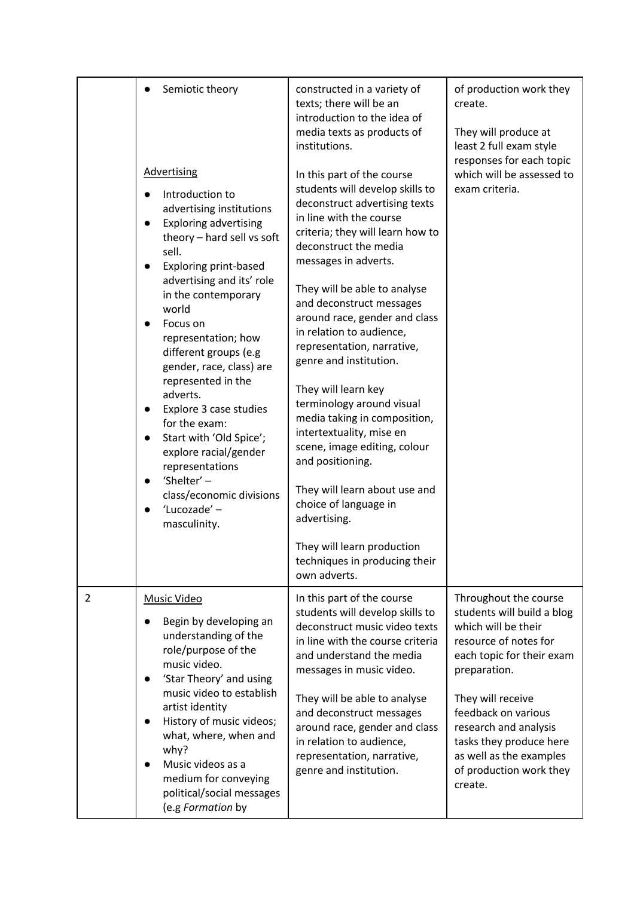| | | | |
|---|---|---|---|
| | ● Semiotic theory<br><br><u>Advertising</u><br>● Introduction to advertising institutions<br>● Exploring advertising theory – hard sell vs soft sell.<br>● Exploring print-based advertising and its' role in the contemporary world<br>● Focus on representation; how different groups (e.g gender, race, class) are represented in the adverts.<br>● Explore 3 case studies for the exam:<br>● Start with 'Old Spice'; explore racial/gender representations<br>● 'Shelter' – class/economic divisions<br>● 'Lucozade' – masculinity. | constructed in a variety of texts; there will be an introduction to the idea of media texts as products of institutions.<br><br>In this part of the course students will develop skills to deconstruct advertising texts in line with the course criteria; they will learn how to deconstruct the media messages in adverts.<br><br>They will be able to analyse and deconstruct messages around race, gender and class in relation to audience, representation, narrative, genre and institution.<br><br>They will learn key terminology around visual media taking in composition, intertextuality, mise en scene, image editing, colour and positioning.<br><br>They will learn about use and choice of language in advertising.<br><br>They will learn production techniques in producing their own adverts. | of production work they create.<br><br>They will produce at least 2 full exam style responses for each topic which will be assessed to exam criteria. |
| 2 | <u>Music Video</u><br>● Begin by developing an understanding of the role/purpose of the music video.<br>● 'Star Theory' and using music video to establish artist identity<br>● History of music videos; what, where, when and why?<br>● Music videos as a medium for conveying political/social messages (e.g *Formation* by | In this part of the course students will develop skills to deconstruct music video texts in line with the course criteria and understand the media messages in music video.<br><br>They will be able to analyse and deconstruct messages around race, gender and class in relation to audience, representation, narrative, genre and institution. | Throughout the course students will build a blog which will be their resource of notes for each topic for their exam preparation.<br><br>They will receive feedback on various research and analysis tasks they produce here as well as the examples of production work they create. |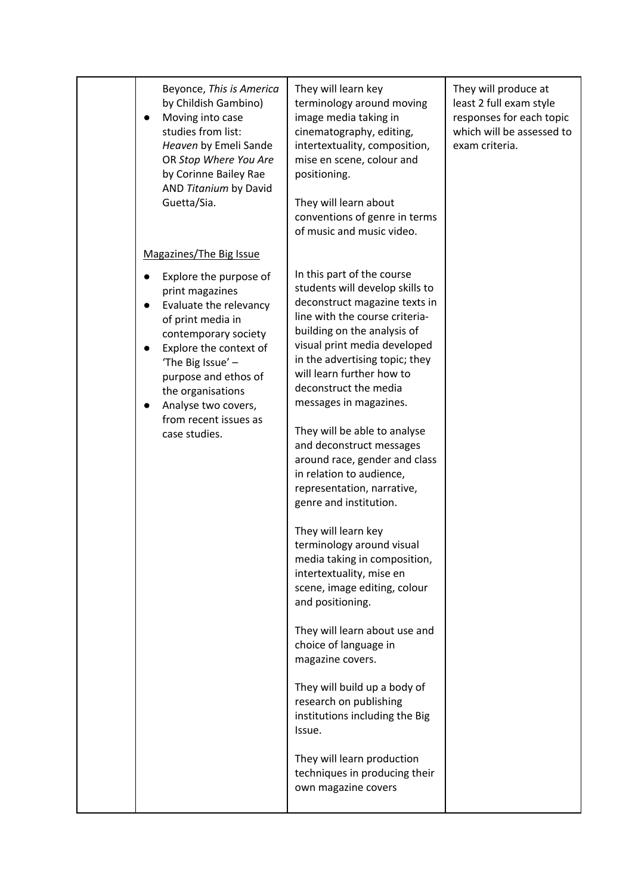| | | | |
|---|---|---|---|
| | Beyonce, *This is America* by Childish Gambino)<br>● Moving into case studies from list: *Heaven* by Emeli Sande OR *Stop Where You Are* by Corinne Bailey Rae AND *Titanium* by David Guetta/Sia.<br><br><u>Magazines/The Big Issue</u><br>● Explore the purpose of print magazines<br>● Evaluate the relevancy of print media in contemporary society<br>● Explore the context of 'The Big Issue' – purpose and ethos of the organisations<br>● Analyse two covers, from recent issues as case studies. | They will learn key terminology around moving image media taking in cinematography, editing, intertextuality, composition, mise en scene, colour and positioning.<br><br>They will learn about conventions of genre in terms of music and music video.<br><br>In this part of the course students will develop skills to deconstruct magazine texts in line with the course criteria- building on the analysis of visual print media developed in the advertising topic; they will learn further how to deconstruct the media messages in magazines.<br><br>They will be able to analyse and deconstruct messages around race, gender and class in relation to audience, representation, narrative, genre and institution.<br><br>They will learn key terminology around visual media taking in composition, intertextuality, mise en scene, image editing, colour and positioning.<br><br>They will learn about use and choice of language in magazine covers.<br><br>They will build up a body of research on publishing institutions including the Big Issue.<br><br>They will learn production techniques in producing their own magazine covers | They will produce at least 2 full exam style responses for each topic which will be assessed to exam criteria. |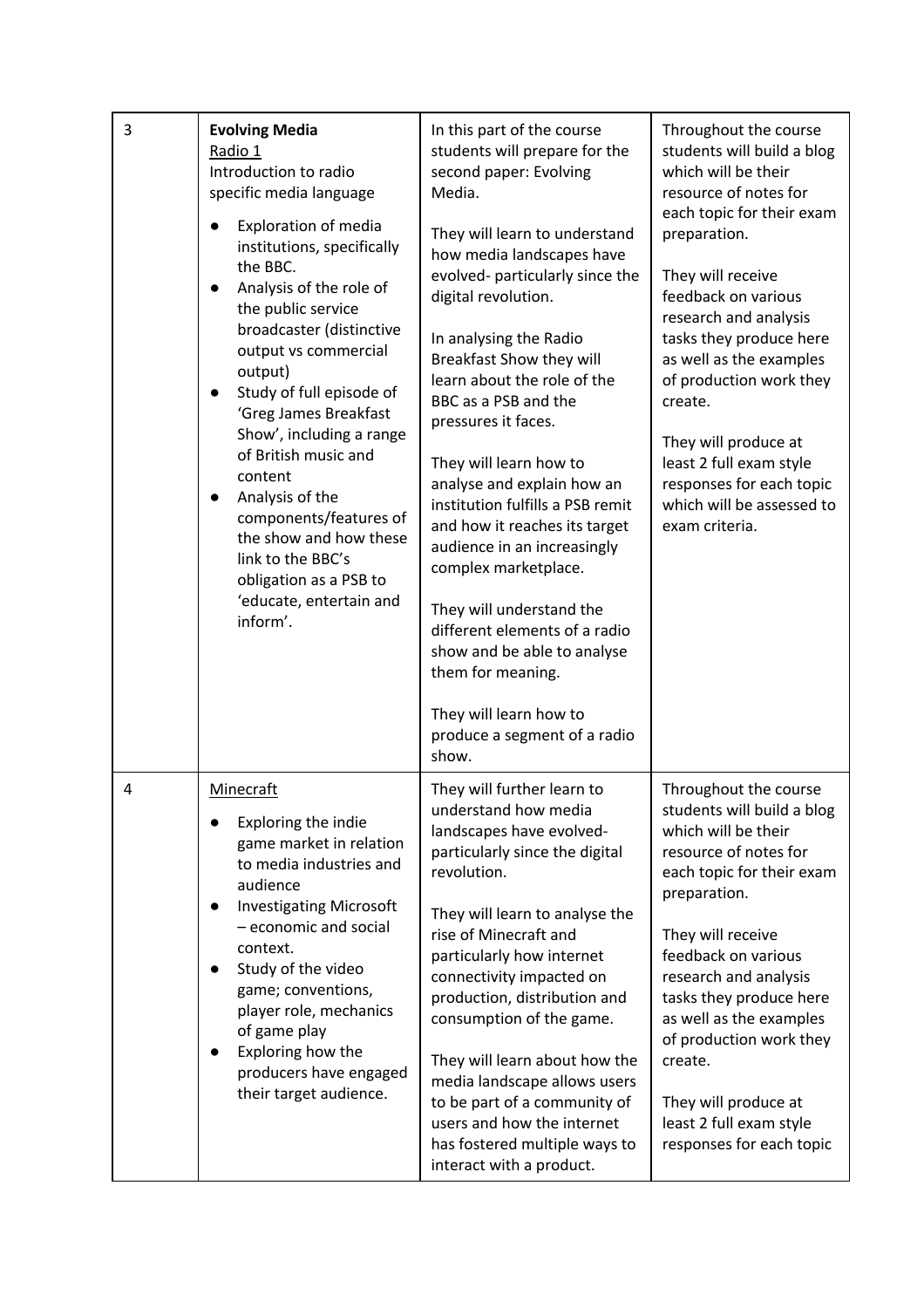| 3 | **Evolving Media**<br>Radio 1<br>Introduction to radio specific media language<br>● Exploration of media institutions, specifically the BBC.<br>● Analysis of the role of the public service broadcaster (distinctive output vs commercial output)<br>● Study of full episode of 'Greg James Breakfast Show', including a range of British music and content<br>● Analysis of the components/features of the show and how these link to the BBC's obligation as a PSB to 'educate, entertain and inform'. | In this part of the course students will prepare for the second paper: Evolving Media.<br><br>They will learn to understand how media landscapes have evolved- particularly since the digital revolution.<br><br>In analysing the Radio Breakfast Show they will learn about the role of the BBC as a PSB and the pressures it faces.<br><br>They will learn how to analyse and explain how an institution fulfills a PSB remit and how it reaches its target audience in an increasingly complex marketplace.<br><br>They will understand the different elements of a radio show and be able to analyse them for meaning.<br><br>They will learn how to produce a segment of a radio show. | Throughout the course students will build a blog which will be their resource of notes for each topic for their exam preparation.<br><br>They will receive feedback on various research and analysis tasks they produce here as well as the examples of production work they create.<br><br>They will produce at least 2 full exam style responses for each topic which will be assessed to exam criteria. |
|---|---|---|---|
| 4 | Minecraft<br>● Exploring the indie game market in relation to media industries and audience<br>● Investigating Microsoft – economic and social context.<br>● Study of the video game; conventions, player role, mechanics of game play<br>● Exploring how the producers have engaged their target audience. | They will further learn to understand how media landscapes have evolved- particularly since the digital revolution.<br><br>They will learn to analyse the rise of Minecraft and particularly how internet connectivity impacted on production, distribution and consumption of the game.<br><br>They will learn about how the media landscape allows users to be part of a community of users and how the internet has fostered multiple ways to interact with a product. | Throughout the course students will build a blog which will be their resource of notes for each topic for their exam preparation.<br><br>They will receive feedback on various research and analysis tasks they produce here as well as the examples of production work they create.<br><br>They will produce at least 2 full exam style responses for each topic |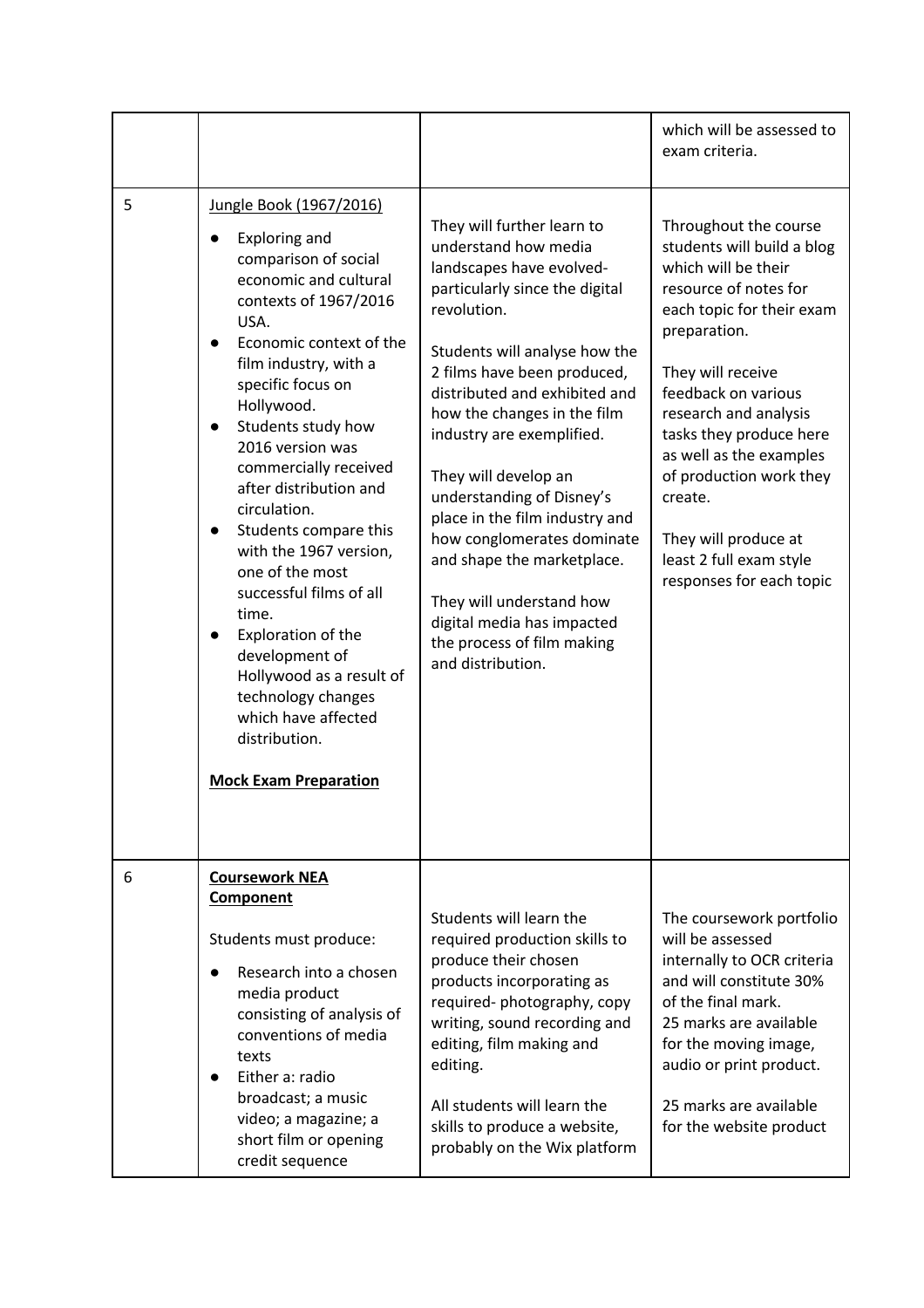| | | | |
|---|---|---|---|
| | | | which will be assessed to exam criteria. |
| 5 | <u>Jungle Book (1967/2016)</u><br>● Exploring and comparison of social economic and cultural contexts of 1967/2016 USA.<br>● Economic context of the film industry, with a specific focus on Hollywood.<br>● Students study how 2016 version was commercially received after distribution and circulation.<br>● Students compare this with the 1967 version, one of the most successful films of all time.<br>● Exploration of the development of Hollywood as a result of technology changes which have affected distribution.<br><br>**<u>Mock Exam Preparation</u>** | They will further learn to understand how media landscapes have evolved- particularly since the digital revolution.<br><br>Students will analyse how the 2 films have been produced, distributed and exhibited and how the changes in the film industry are exemplified.<br><br>They will develop an understanding of Disney's place in the film industry and how conglomerates dominate and shape the marketplace.<br><br>They will understand how digital media has impacted the process of film making and distribution. | Throughout the course students will build a blog which will be their resource of notes for each topic for their exam preparation.<br><br>They will receive feedback on various research and analysis tasks they produce here as well as the examples of production work they create.<br><br>They will produce at least 2 full exam style responses for each topic |
| 6 | **<u>Coursework NEA Component</u>**<br><br>Students must produce:<br>● Research into a chosen media product consisting of analysis of conventions of media texts<br>● Either a: radio broadcast; a music video; a magazine; a short film or opening credit sequence | Students will learn the required production skills to produce their chosen products incorporating as required- photography, copy writing, sound recording and editing, film making and editing.<br><br>All students will learn the skills to produce a website, probably on the Wix platform | The coursework portfolio will be assessed internally to OCR criteria and will constitute 30% of the final mark.<br>25 marks are available for the moving image, audio or print product.<br><br>25 marks are available for the website product |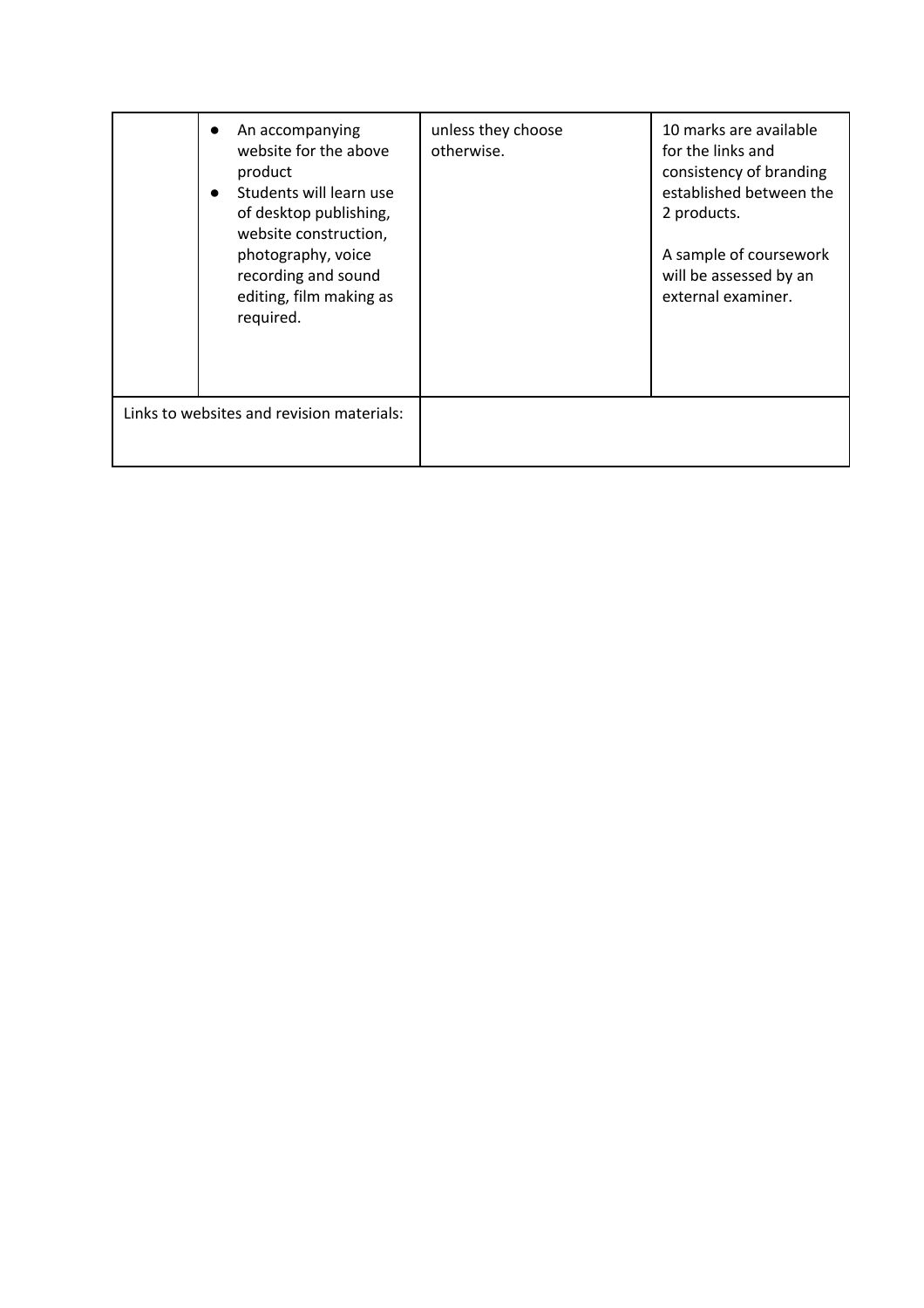| | | | |
|---|---|---|---|
| | - An accompanying website for the above product<br>- Students will learn use of desktop publishing, website construction, photography, voice recording and sound editing, film making as required. | unless they choose otherwise. | 10 marks are available for the links and consistency of branding established between the 2 products.<br><br>A sample of coursework will be assessed by an external examiner. |
| Links to websites and revision materials: | | | |